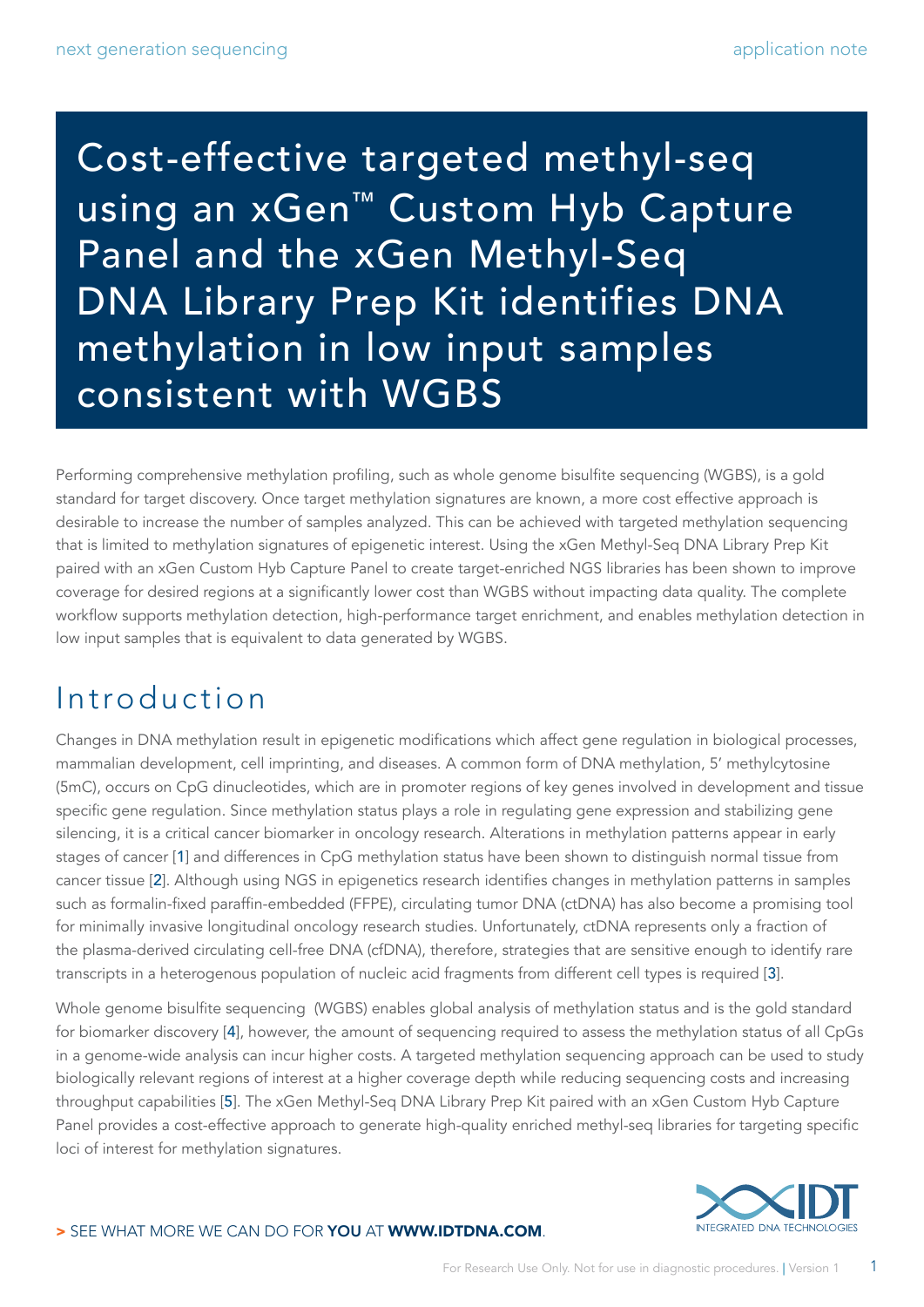# Cost-effective targeted methyl-seq using an xGen™ Custom Hyb Capture Panel and the xGen Methyl-Seq DNA Library Prep Kit identifies DNA methylation in low input samples consistent with WGBS

Performing comprehensive methylation profiling, such as whole genome bisulfite sequencing (WGBS), is a gold standard for target discovery. Once target methylation signatures are known, a more cost effective approach is desirable to increase the number of samples analyzed. This can be achieved with targeted methylation sequencing that is limited to methylation signatures of epigenetic interest. Using the xGen Methyl-Seq DNA Library Prep Kit paired with an xGen Custom Hyb Capture Panel to create target-enriched NGS libraries has been shown to improve coverage for desired regions at a significantly lower cost than WGBS without impacting data quality. The complete workflow supports methylation detection, high-performance target enrichment, and enables methylation detection in low input samples that is equivalent to data generated by WGBS.

## Introduction

Changes in DNA methylation result in epigenetic modifications which affect gene regulation in biological processes, mammalian development, cell imprinting, and diseases. A common form of DNA methylation, 5′ methylcytosine (5mC), occurs on CpG dinucleotides, which are in promoter regions of key genes involved in development and tissue specific gene regulation. Since methylation status plays a role in regulating gene expression and stabilizing gene silencing, it is a critical cancer biomarker in oncology research. Alterations in methylation patterns appear in early stages of cancer [1] and differences in CpG methylation status have been shown to distinguish normal tissue from cancer tissue [2]. Although using NGS in epigenetics research identifies changes in methylation patterns in samples such as formalin-fixed paraffin-embedded (FFPE), circulating tumor DNA (ctDNA) has also become a promising tool for minimally invasive longitudinal oncology research studies. Unfortunately, ctDNA represents only a fraction of the plasma-derived circulating cell-free DNA (cfDNA), therefore, strategies that are sensitive enough to identify rare transcripts in a heterogenous population of nucleic acid fragments from different cell types is required [3].

Whole genome bisulfite sequencing (WGBS) enables global analysis of methylation status and is the gold standard for biomarker discovery [4], however, the amount of sequencing required to assess the methylation status of all CpGs in a genome-wide analysis can incur higher costs. A targeted methylation sequencing approach can be used to study biologically relevant regions of interest at a higher coverage depth while reducing sequencing costs and increasing throughput capabilities [5]. The xGen Methyl-Seq DNA Library Prep Kit paired with an xGen Custom Hyb Capture Panel provides a cost-effective approach to generate high-quality enriched methyl-seq libraries for targeting specific loci of interest for methylation signatures.

> SEE WHAT MORE WE CAN DO FOR **YOU** AT **WWW.IDTDNA.COM**.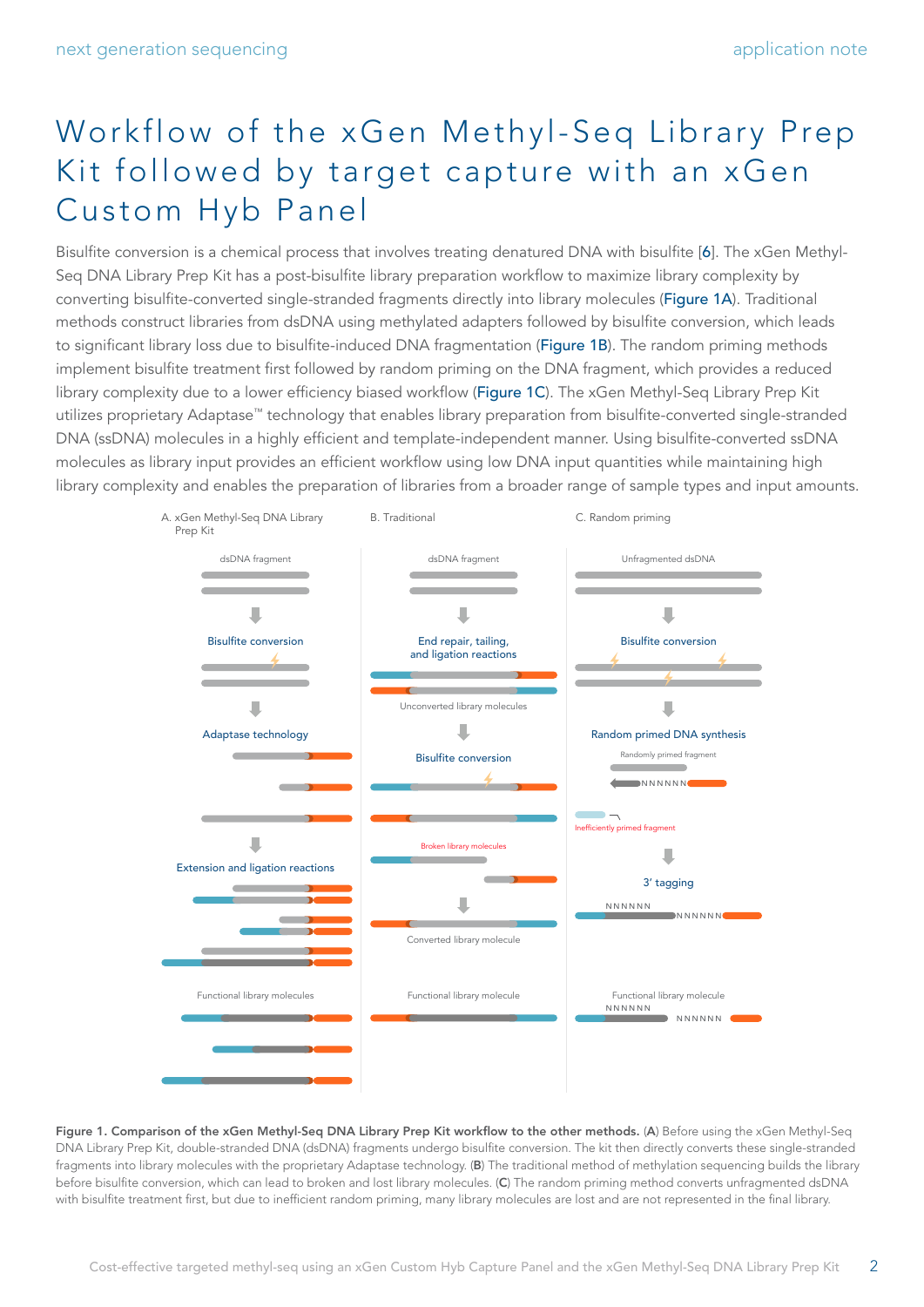# Workflow of the xGen Methyl-Seq Library Prep Kit followed by target capture with an xGen Custom Hyb Panel

Bisulfite conversion is a chemical process that involves treating denatured DNA with bisulfite [6]. The xGen Methyl-Seq DNA Library Prep Kit has a post-bisulfite library preparation workflow to maximize library complexity by converting bisulfite-converted single-stranded fragments directly into library molecules (Figure 1A). Traditional methods construct libraries from dsDNA using methylated adapters followed by bisulfite conversion, which leads to significant library loss due to bisulfite-induced DNA fragmentation (Figure 1B). The random priming methods implement bisulfite treatment first followed by random priming on the DNA fragment, which provides a reduced library complexity due to a lower efficiency biased workflow (Figure 1C). The xGen Methyl-Seq Library Prep Kit utilizes proprietary Adaptase™ technology that enables library preparation from bisulfite-converted single-stranded DNA (ssDNA) molecules in a highly efficient and template-independent manner. Using bisulfite-converted ssDNA molecules as library input provides an efficient workflow using low DNA input quantities while maintaining high library complexity and enables the preparation of libraries from a broader range of sample types and input amounts.

**Figure 1. Comparison of the xGen Methyl-Seq DNA Library Prep Kit workflow to the other methods.** (**A**) Before using the xGen Methyl-Seq DNA Library Prep Kit, double-stranded DNA (dsDNA) fragments undergo bisulfite conversion. The kit then directly converts these single-stranded fragments into library molecules with the proprietary Adaptase technology. (**B**) The traditional method of methylation sequencing builds the library before bisulfite conversion, which can lead to broken and lost library molecules. (**C**) The random priming method converts unfragmented dsDNA with bisulfite treatment first, but due to inefficient random priming, many library molecules are lost and are not represented in the final library.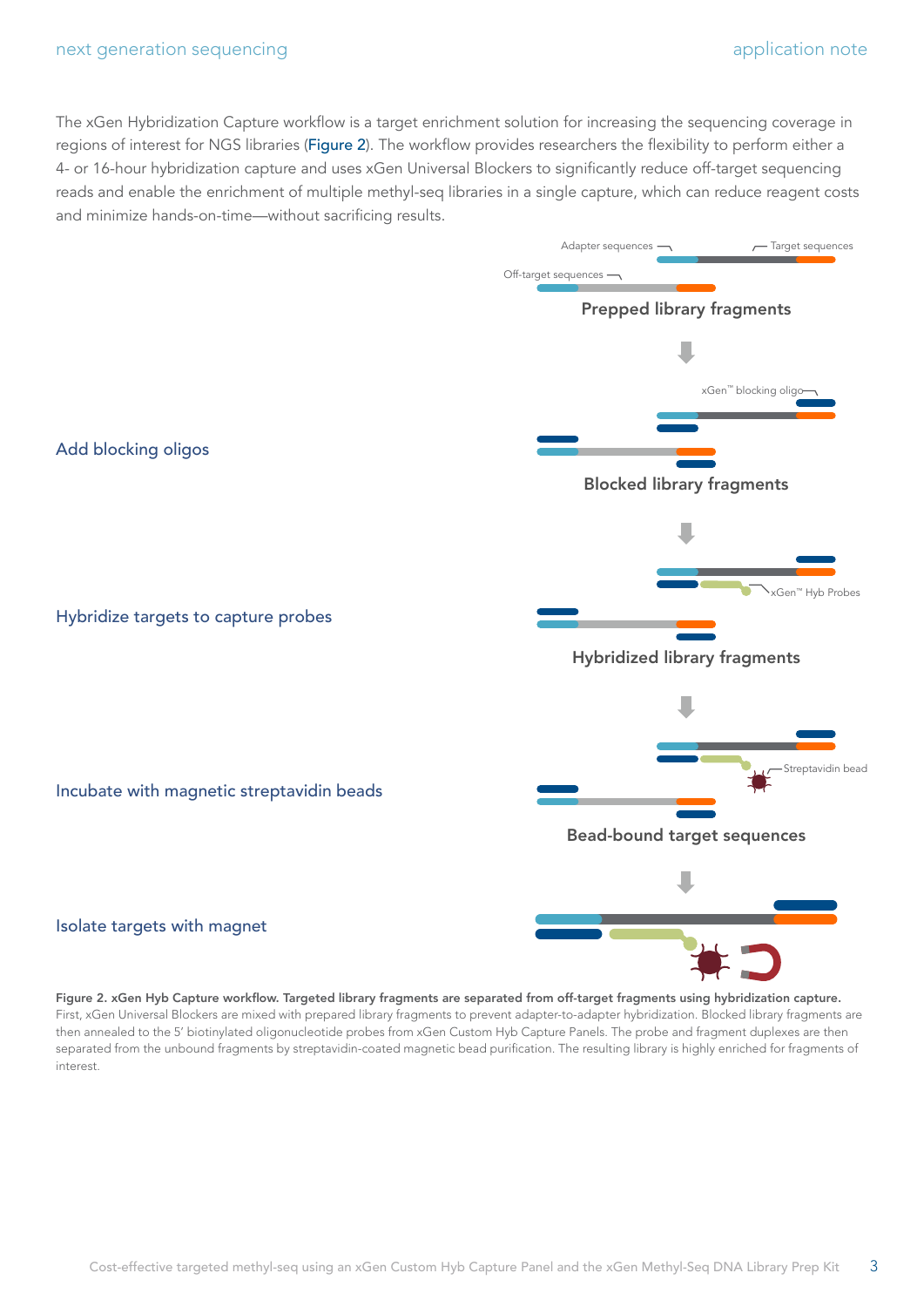The xGen Hybridization Capture workflow is a target enrichment solution for increasing the sequencing coverage in regions of interest for NGS libraries (Figure 2). The workflow provides researchers the flexibility to perform either a 4- or 16-hour hybridization capture and uses xGen Universal Blockers to significantly reduce off-target sequencing reads and enable the enrichment of multiple methyl-seq libraries in a single capture, which can reduce reagent costs and minimize hands-on-time—without sacrificing results.

Adapter sequences — Target sequences — Off-target sequences

Prepped library fragments

Add blocking oligos — xGen™ blocking oligo

Blocked library fragments

Hybridize targets to capture probes — xGen™ Hyb Probes

Hybridized library fragments

Incubate with magnetic streptavidin beads — Streptavidin bead

Bead-bound target sequences

Isolate targets with magnet

**Figure 2. xGen Hyb Capture workflow. Targeted library fragments are separated from off-target fragments using hybridization capture.** First, xGen Universal Blockers are mixed with prepared library fragments to prevent adapter-to-adapter hybridization. Blocked library fragments are then annealed to the 5′ biotinylated oligonucleotide probes from xGen Custom Hyb Capture Panels. The probe and fragment duplexes are then separated from the unbound fragments by streptavidin-coated magnetic bead purification. The resulting library is highly enriched for fragments of interest.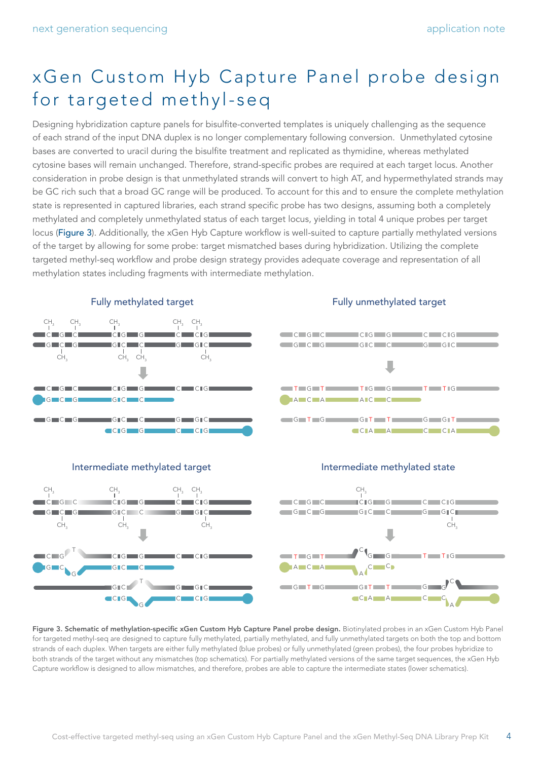# xGen Custom Hyb Capture Panel probe design for targeted methyl-seq

Designing hybridization capture panels for bisulfite-converted templates is uniquely challenging as the sequence of each strand of the input DNA duplex is no longer complementary following conversion. Unmethylated cytosine bases are converted to uracil during the bisulfite treatment and replicated as thymidine, whereas methylated cytosine bases will remain unchanged. Therefore, strand-specific probes are required at each target locus. Another consideration in probe design is that unmethylated strands will convert to high AT, and hypermethylated strands may be GC rich such that a broad GC range will be produced. To account for this and to ensure the complete methylation state is represented in captured libraries, each strand specific probe has two designs, assuming both a completely methylated and completely unmethylated status of each target locus, yielding in total 4 unique probes per target locus (Figure 3). Additionally, the xGen Hyb Capture workflow is well-suited to capture partially methylated versions of the target by allowing for some probe: target mismatched bases during hybridization. Utilizing the complete targeted methyl-seq workflow and probe design strategy provides adequate coverage and representation of all methylation states including fragments with intermediate methylation.

**Figure 3. Schematic of methylation-specific xGen Custom Hyb Capture Panel probe design.** Biotinylated probes in an xGen Custom Hyb Panel for targeted methyl-seq are designed to capture fully methylated, partially methylated, and fully unmethylated targets on both the top and bottom strands of each duplex. When targets are either fully methylated (blue probes) or fully unmethylated (green probes), the four probes hybridize to both strands of the target without any mismatches (top schematics). For partially methylated versions of the same target sequences, the xGen Hyb Capture workflow is designed to allow mismatches, and therefore, probes are able to capture the intermediate states (lower schematics).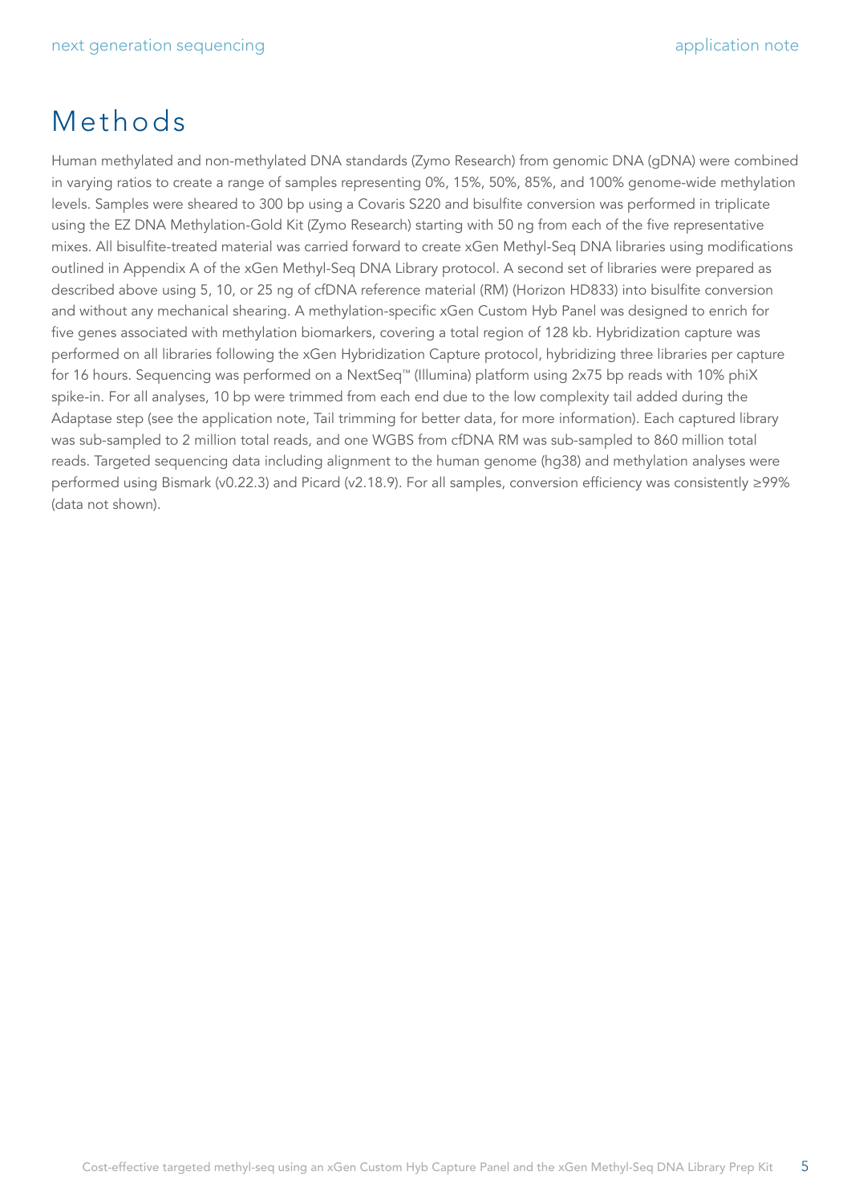# Methods

Human methylated and non-methylated DNA standards (Zymo Research) from genomic DNA (gDNA) were combined in varying ratios to create a range of samples representing 0%, 15%, 50%, 85%, and 100% genome-wide methylation levels. Samples were sheared to 300 bp using a Covaris S220 and bisulfite conversion was performed in triplicate using the EZ DNA Methylation-Gold Kit (Zymo Research) starting with 50 ng from each of the five representative mixes. All bisulfite-treated material was carried forward to create xGen Methyl-Seq DNA libraries using modifications outlined in Appendix A of the xGen Methyl-Seq DNA Library protocol. A second set of libraries were prepared as described above using 5, 10, or 25 ng of cfDNA reference material (RM) (Horizon HD833) into bisulfite conversion and without any mechanical shearing. A methylation-specific xGen Custom Hyb Panel was designed to enrich for five genes associated with methylation biomarkers, covering a total region of 128 kb. Hybridization capture was performed on all libraries following the xGen Hybridization Capture protocol, hybridizing three libraries per capture for 16 hours. Sequencing was performed on a NextSeq™ (Illumina) platform using 2x75 bp reads with 10% phiX spike-in. For all analyses, 10 bp were trimmed from each end due to the low complexity tail added during the Adaptase step (see the application note, Tail trimming for better data, for more information). Each captured library was sub-sampled to 2 million total reads, and one WGBS from cfDNA RM was sub-sampled to 860 million total reads. Targeted sequencing data including alignment to the human genome (hg38) and methylation analyses were performed using Bismark (v0.22.3) and Picard (v2.18.9). For all samples, conversion efficiency was consistently ≥99% (data not shown).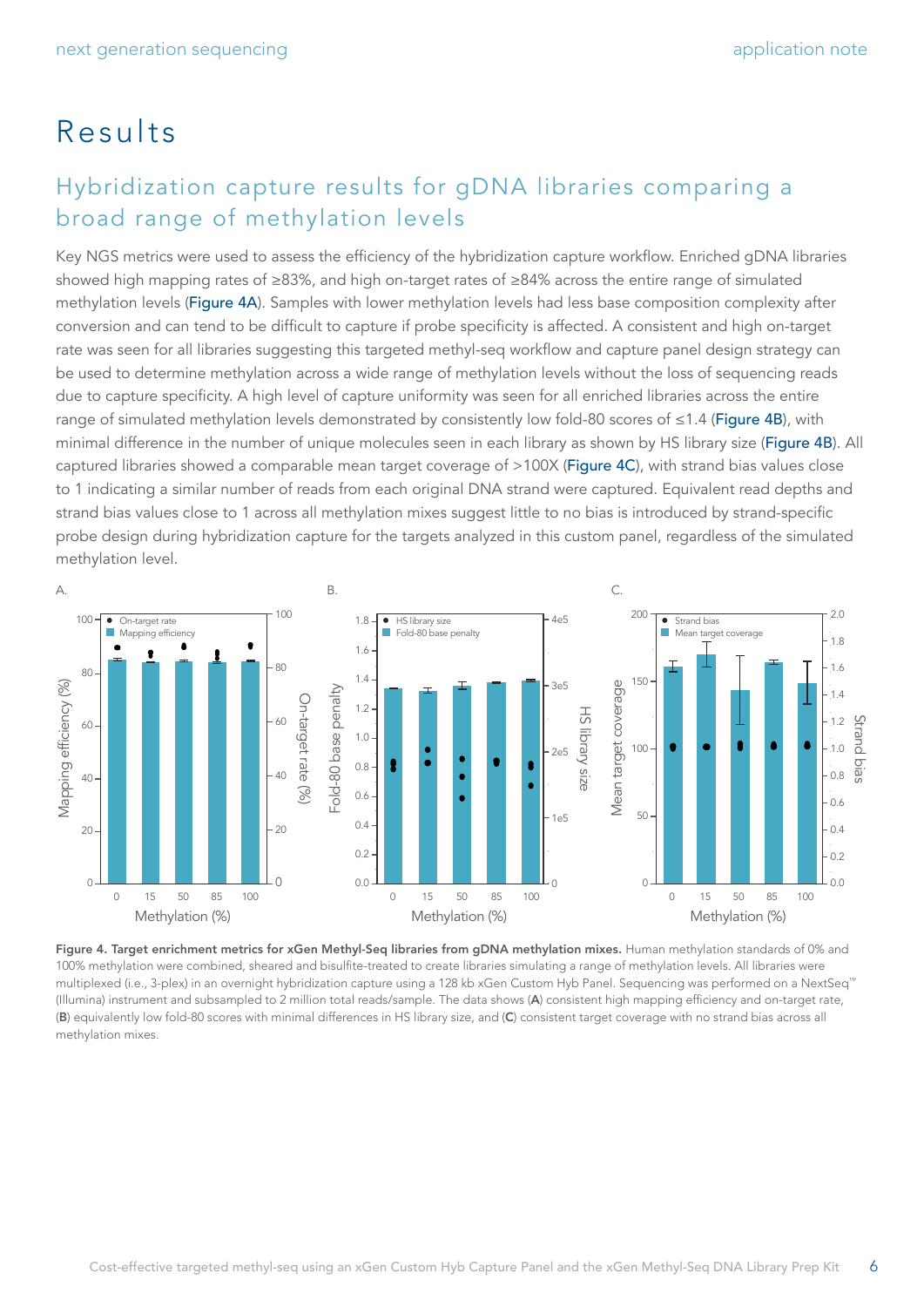# Results

## Hybridization capture results for gDNA libraries comparing a broad range of methylation levels

Key NGS metrics were used to assess the efficiency of the hybridization capture workflow. Enriched gDNA libraries showed high mapping rates of ≥83%, and high on-target rates of ≥84% across the entire range of simulated methylation levels (Figure 4A). Samples with lower methylation levels had less base composition complexity after conversion and can tend to be difficult to capture if probe specificity is affected. A consistent and high on-target rate was seen for all libraries suggesting this targeted methyl-seq workflow and capture panel design strategy can be used to determine methylation across a wide range of methylation levels without the loss of sequencing reads due to capture specificity. A high level of capture uniformity was seen for all enriched libraries across the entire range of simulated methylation levels demonstrated by consistently low fold-80 scores of ≤1.4 (Figure 4B), with minimal difference in the number of unique molecules seen in each library as shown by HS library size (Figure 4B). All captured libraries showed a comparable mean target coverage of >100X (Figure 4C), with strand bias values close to 1 indicating a similar number of reads from each original DNA strand were captured. Equivalent read depths and strand bias values close to 1 across all methylation mixes suggest little to no bias is introduced by strand-specific probe design during hybridization capture for the targets analyzed in this custom panel, regardless of the simulated methylation level.

**Figure 4. Target enrichment metrics for xGen Methyl-Seq libraries from gDNA methylation mixes.** Human methylation standards of 0% and 100% methylation were combined, sheared and bisulfite-treated to create libraries simulating a range of methylation levels. All libraries were multiplexed (i.e., 3-plex) in an overnight hybridization capture using a 128 kb xGen Custom Hyb Panel. Sequencing was performed on a NextSeq™ (Illumina) instrument and subsampled to 2 million total reads/sample. The data shows (**A**) consistent high mapping efficiency and on-target rate, (**B**) equivalently low fold-80 scores with minimal differences in HS library size, and (**C**) consistent target coverage with no strand bias across all methylation mixes.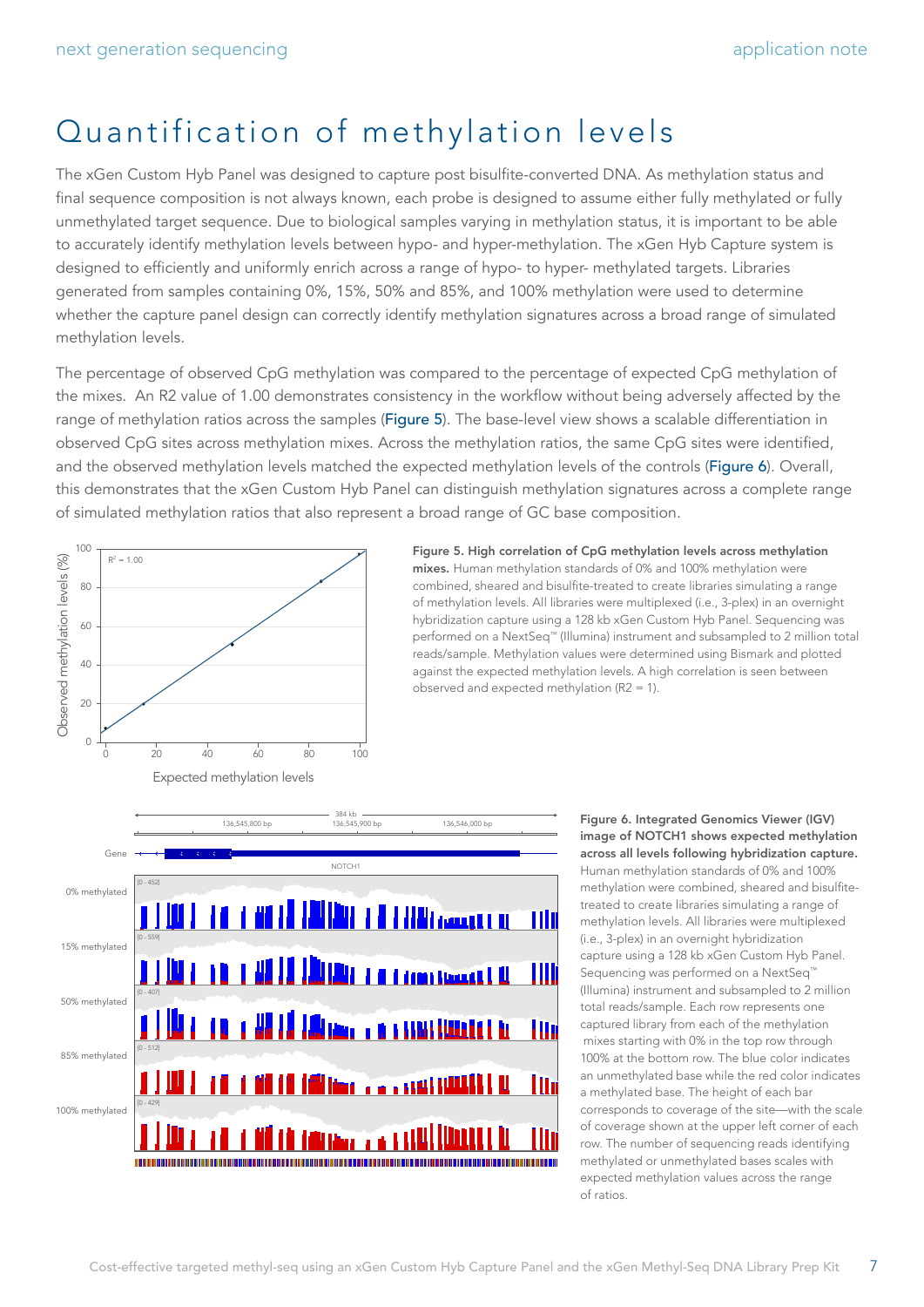# Quantification of methylation levels

The xGen Custom Hyb Panel was designed to capture post bisulfite-converted DNA. As methylation status and final sequence composition is not always known, each probe is designed to assume either fully methylated or fully unmethylated target sequence. Due to biological samples varying in methylation status, it is important to be able to accurately identify methylation levels between hypo- and hyper-methylation. The xGen Hyb Capture system is designed to efficiently and uniformly enrich across a range of hypo- to hyper- methylated targets. Libraries generated from samples containing 0%, 15%, 50% and 85%, and 100% methylation were used to determine whether the capture panel design can correctly identify methylation signatures across a broad range of simulated methylation levels.

The percentage of observed CpG methylation was compared to the percentage of expected CpG methylation of the mixes. An R2 value of 1.00 demonstrates consistency in the workflow without being adversely affected by the range of methylation ratios across the samples (Figure 5). The base-level view shows a scalable differentiation in observed CpG sites across methylation mixes. Across the methylation ratios, the same CpG sites were identified, and the observed methylation levels matched the expected methylation levels of the controls (Figure 6). Overall, this demonstrates that the xGen Custom Hyb Panel can distinguish methylation signatures across a complete range of simulated methylation ratios that also represent a broad range of GC base composition.

**Figure 5. High correlation of CpG methylation levels across methylation mixes.** Human methylation standards of 0% and 100% methylation were combined, sheared and bisulfite-treated to create libraries simulating a range of methylation levels. All libraries were multiplexed (i.e., 3-plex) in an overnight hybridization capture using a 128 kb xGen Custom Hyb Panel. Sequencing was performed on a NextSeq™ (Illumina) instrument and subsampled to 2 million total reads/sample. Methylation values were determined using Bismark and plotted against the expected methylation levels. A high correlation is seen between observed and expected methylation (R2 = 1).

**Figure 6. Integrated Genomics Viewer (IGV) image of NOTCH1 shows expected methylation across all levels following hybridization capture.** Human methylation standards of 0% and 100% methylation were combined, sheared and bisulfite-treated to create libraries simulating a range of methylation levels. All libraries were multiplexed (i.e., 3-plex) in an overnight hybridization capture using a 128 kb xGen Custom Hyb Panel. Sequencing was performed on a NextSeq™ (Illumina) instrument and subsampled to 2 million total reads/sample. Each row represents one captured library from each of the methylation mixes starting with 0% in the top row through 100% at the bottom row. The blue color indicates an unmethylated base while the red color indicates a methylated base. The height of each bar corresponds to coverage of the site—with the scale of coverage shown at the upper left corner of each row. The number of sequencing reads identifying methylated or unmethylated bases scales with expected methylation values across the range of ratios.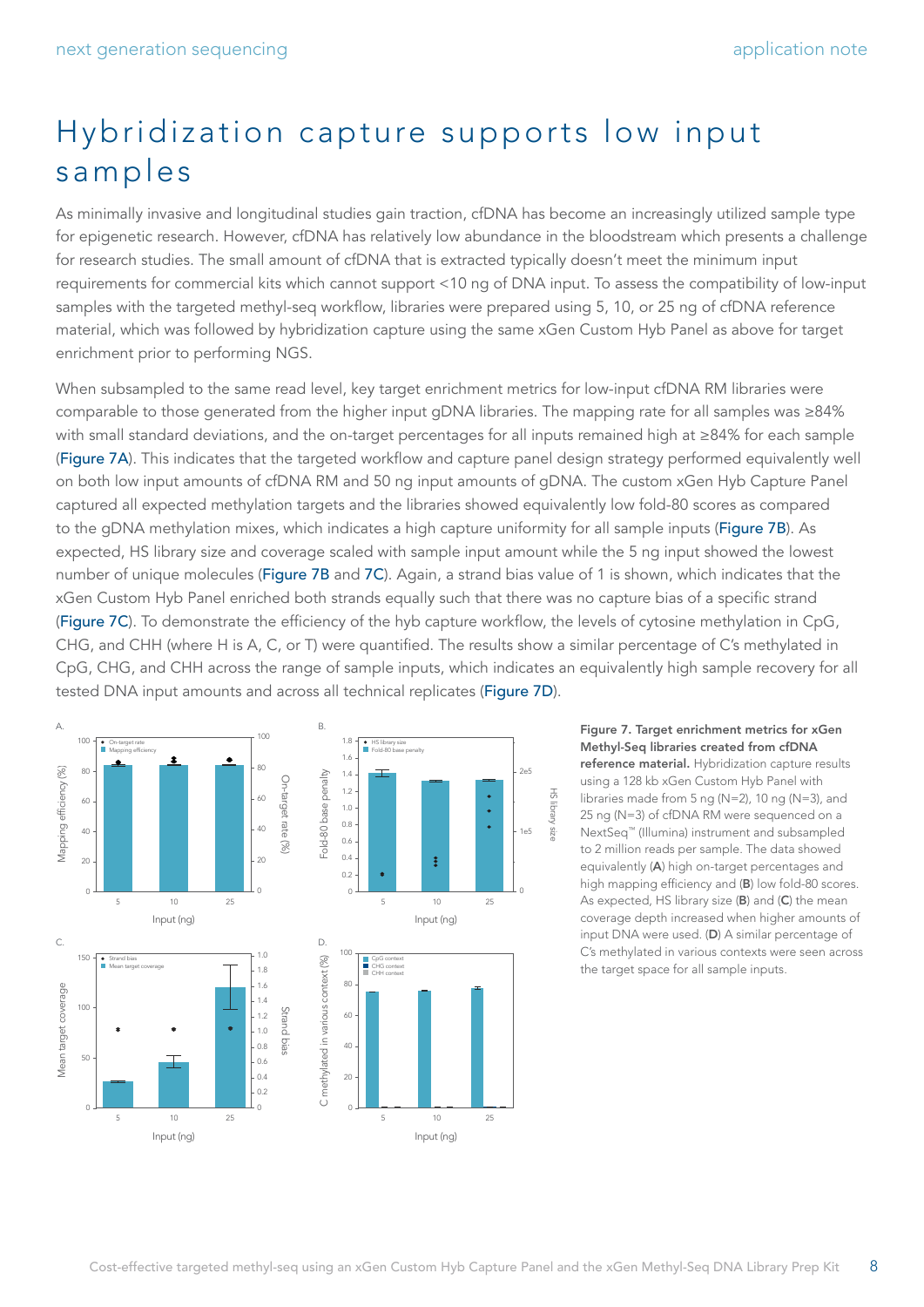# Hybridization capture supports low input samples

As minimally invasive and longitudinal studies gain traction, cfDNA has become an increasingly utilized sample type for epigenetic research. However, cfDNA has relatively low abundance in the bloodstream which presents a challenge for research studies. The small amount of cfDNA that is extracted typically doesn't meet the minimum input requirements for commercial kits which cannot support <10 ng of DNA input. To assess the compatibility of low-input samples with the targeted methyl-seq workflow, libraries were prepared using 5, 10, or 25 ng of cfDNA reference material, which was followed by hybridization capture using the same xGen Custom Hyb Panel as above for target enrichment prior to performing NGS.

When subsampled to the same read level, key target enrichment metrics for low-input cfDNA RM libraries were comparable to those generated from the higher input gDNA libraries. The mapping rate for all samples was ≥84% with small standard deviations, and the on-target percentages for all inputs remained high at ≥84% for each sample (Figure 7A). This indicates that the targeted workflow and capture panel design strategy performed equivalently well on both low input amounts of cfDNA RM and 50 ng input amounts of gDNA. The custom xGen Hyb Capture Panel captured all expected methylation targets and the libraries showed equivalently low fold-80 scores as compared to the gDNA methylation mixes, which indicates a high capture uniformity for all sample inputs (Figure 7B). As expected, HS library size and coverage scaled with sample input amount while the 5 ng input showed the lowest number of unique molecules (Figure 7B and 7C). Again, a strand bias value of 1 is shown, which indicates that the xGen Custom Hyb Panel enriched both strands equally such that there was no capture bias of a specific strand (Figure 7C). To demonstrate the efficiency of the hyb capture workflow, the levels of cytosine methylation in CpG, CHG, and CHH (where H is A, C, or T) were quantified. The results show a similar percentage of C's methylated in CpG, CHG, and CHH across the range of sample inputs, which indicates an equivalently high sample recovery for all tested DNA input amounts and across all technical replicates (Figure 7D).

**Figure 7. Target enrichment metrics for xGen Methyl-Seq libraries created from cfDNA reference material.** Hybridization capture results using a 128 kb xGen Custom Hyb Panel with libraries made from 5 ng (N=2), 10 ng (N=3), and 25 ng (N=3) of cfDNA RM were sequenced on a NextSeq™ (Illumina) instrument and subsampled to 2 million reads per sample. The data showed equivalently (**A**) high on-target percentages and high mapping efficiency and (**B**) low fold-80 scores. As expected, HS library size (**B**) and (**C**) the mean coverage depth increased when higher amounts of input DNA were used. (**D**) A similar percentage of C's methylated in various contexts were seen across the target space for all sample inputs.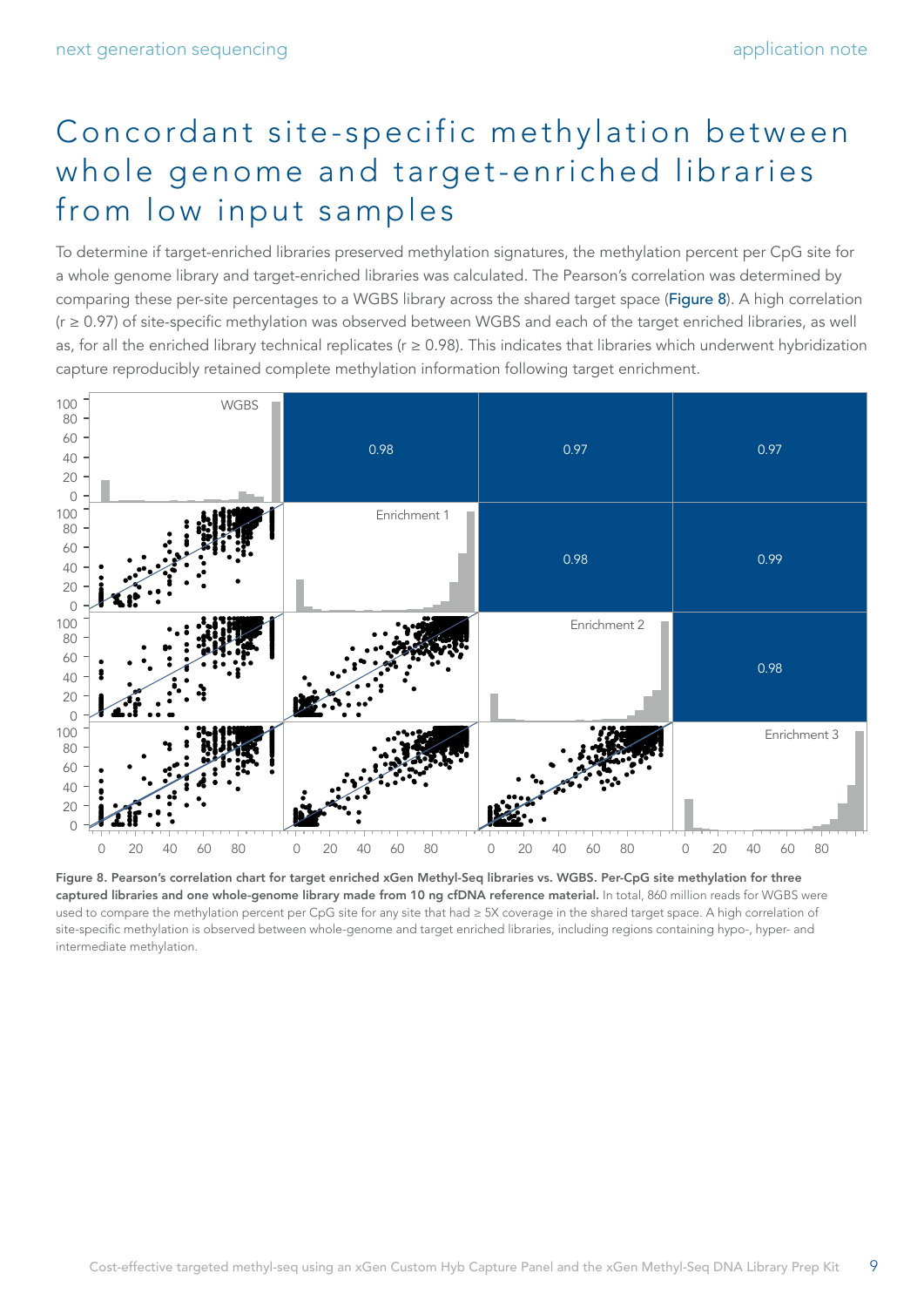# Concordant site-specific methylation between whole genome and target-enriched libraries from low input samples

To determine if target-enriched libraries preserved methylation signatures, the methylation percent per CpG site for a whole genome library and target-enriched libraries was calculated. The Pearson's correlation was determined by comparing these per-site percentages to a WGBS library across the shared target space (Figure 8). A high correlation ($r \geq 0.97$) of site-specific methylation was observed between WGBS and each of the target enriched libraries, as well as, for all the enriched library technical replicates ($r \geq 0.98$). This indicates that libraries which underwent hybridization capture reproducibly retained complete methylation information following target enrichment.

| | WGBS | Enrichment 1 | Enrichment 2 | Enrichment 3 |
|---|---|---|---|---|
| WGBS | | 0.98 | 0.97 | 0.97 |
| Enrichment 1 | | | 0.98 | 0.99 |
| Enrichment 2 | | | | 0.98 |
| Enrichment 3 | | | | |

**Figure 8. Pearson's correlation chart for target enriched xGen Methyl-Seq libraries vs. WGBS. Per-CpG site methylation for three captured libraries and one whole-genome library made from 10 ng cfDNA reference material.** In total, 860 million reads for WGBS were used to compare the methylation percent per CpG site for any site that had ≥ 5X coverage in the shared target space. A high correlation of site-specific methylation is observed between whole-genome and target enriched libraries, including regions containing hypo-, hyper- and intermediate methylation.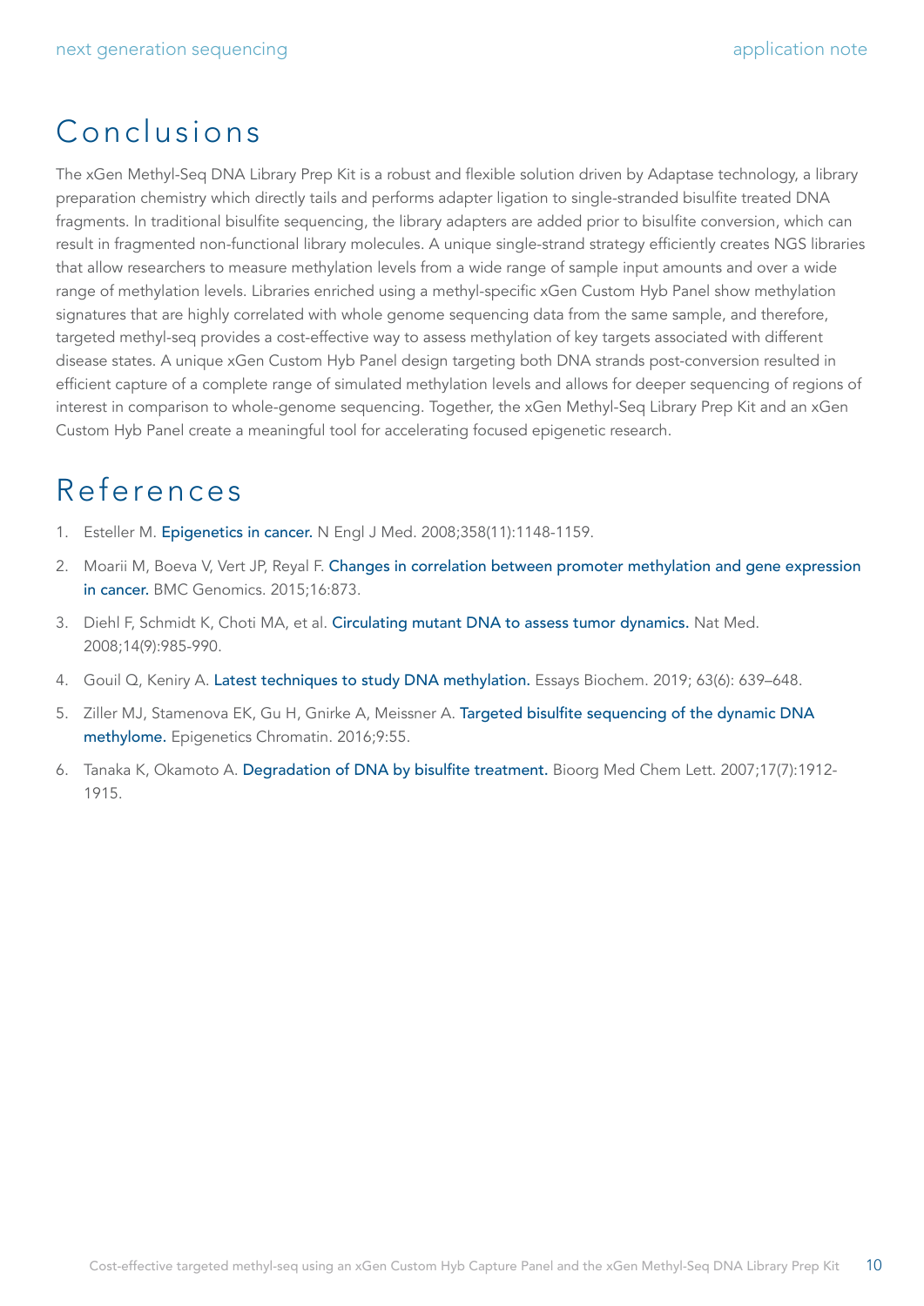# Conclusions

The xGen Methyl-Seq DNA Library Prep Kit is a robust and flexible solution driven by Adaptase technology, a library preparation chemistry which directly tails and performs adapter ligation to single-stranded bisulfite treated DNA fragments. In traditional bisulfite sequencing, the library adapters are added prior to bisulfite conversion, which can result in fragmented non-functional library molecules. A unique single-strand strategy efficiently creates NGS libraries that allow researchers to measure methylation levels from a wide range of sample input amounts and over a wide range of methylation levels. Libraries enriched using a methyl-specific xGen Custom Hyb Panel show methylation signatures that are highly correlated with whole genome sequencing data from the same sample, and therefore, targeted methyl-seq provides a cost-effective way to assess methylation of key targets associated with different disease states. A unique xGen Custom Hyb Panel design targeting both DNA strands post-conversion resulted in efficient capture of a complete range of simulated methylation levels and allows for deeper sequencing of regions of interest in comparison to whole-genome sequencing. Together, the xGen Methyl-Seq Library Prep Kit and an xGen Custom Hyb Panel create a meaningful tool for accelerating focused epigenetic research.

# References

1. Esteller M. Epigenetics in cancer. N Engl J Med. 2008;358(11):1148-1159.
2. Moarii M, Boeva V, Vert JP, Reyal F. Changes in correlation between promoter methylation and gene expression in cancer. BMC Genomics. 2015;16:873.
3. Diehl F, Schmidt K, Choti MA, et al. Circulating mutant DNA to assess tumor dynamics. Nat Med. 2008;14(9):985-990.
4. Gouil Q, Keniry A. Latest techniques to study DNA methylation. Essays Biochem. 2019; 63(6): 639–648.
5. Ziller MJ, Stamenova EK, Gu H, Gnirke A, Meissner A. Targeted bisulfite sequencing of the dynamic DNA methylome. Epigenetics Chromatin. 2016;9:55.
6. Tanaka K, Okamoto A. Degradation of DNA by bisulfite treatment. Bioorg Med Chem Lett. 2007;17(7):1912-1915.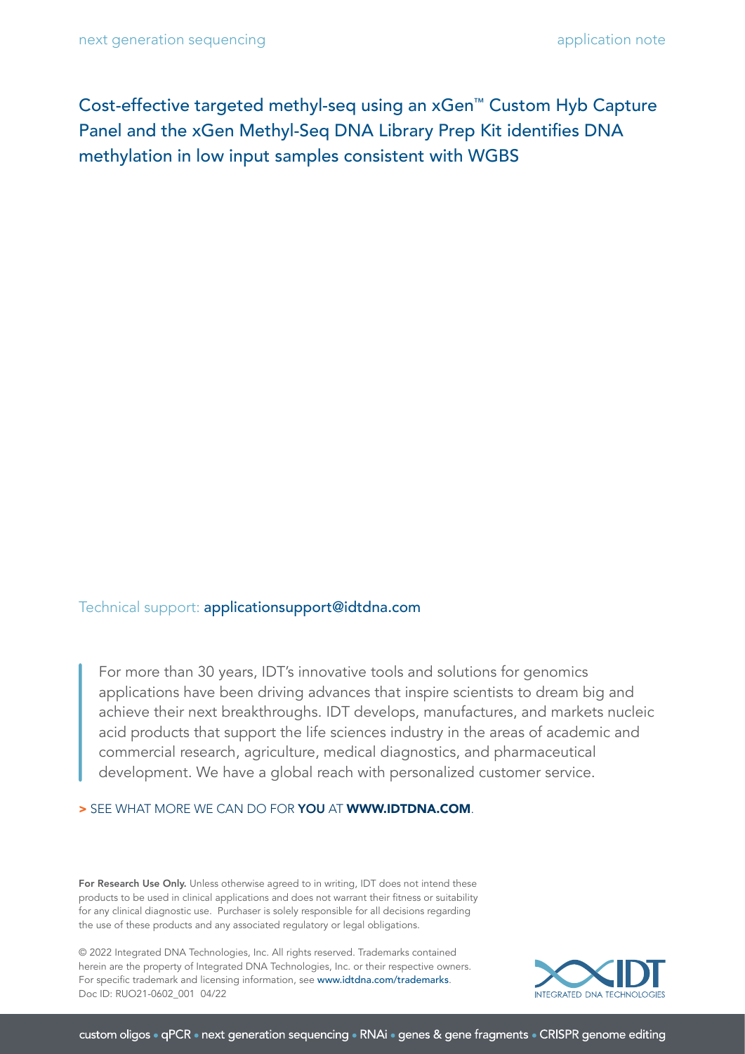Cost-effective targeted methyl-seq using an xGen™ Custom Hyb Capture Panel and the xGen Methyl-Seq DNA Library Prep Kit identifies DNA methylation in low input samples consistent with WGBS

Technical support: applicationsupport@idtdna.com

For more than 30 years, IDT's innovative tools and solutions for genomics applications have been driving advances that inspire scientists to dream big and achieve their next breakthroughs. IDT develops, manufactures, and markets nucleic acid products that support the life sciences industry in the areas of academic and commercial research, agriculture, medical diagnostics, and pharmaceutical development. We have a global reach with personalized customer service.

> SEE WHAT MORE WE CAN DO FOR **YOU** AT **WWW.IDTDNA.COM**.

**For Research Use Only.** Unless otherwise agreed to in writing, IDT does not intend these products to be used in clinical applications and does not warrant their fitness or suitability for any clinical diagnostic use. Purchaser is solely responsible for all decisions regarding the use of these products and any associated regulatory or legal obligations.

© 2022 Integrated DNA Technologies, Inc. All rights reserved. Trademarks contained herein are the property of Integrated DNA Technologies, Inc. or their respective owners. For specific trademark and licensing information, see www.idtdna.com/trademarks.
Doc ID: RUO21-0602_001 04/22

custom oligos • qPCR • next generation sequencing • RNAi • genes & gene fragments • CRISPR genome editing